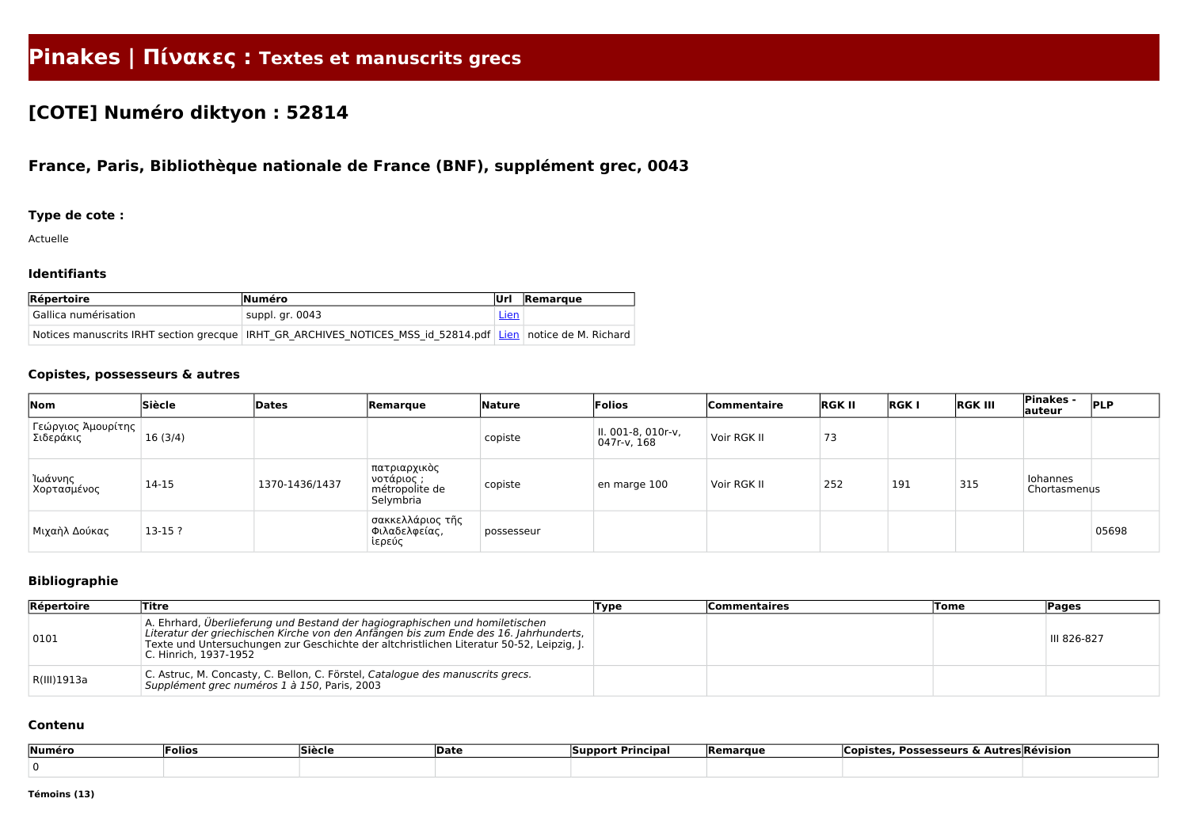# Pinakes | Πίνακες : Textes et manuscrits grecs

## [COTE] Numéro diktyon : 52814

### France, Paris, Bibliothèque nationale de France (BNF), supplément grec, 0043

#### Type de cote :

Actuelle

#### Identifiants

| Répertoire | Numéro | Url | Remarque |
|---|---|---|---|
| Gallica numérisation | suppl. gr. 0043 | Lien | |
| Notices manuscrits IRHT section grecque | IRHT_GR_ARCHIVES_NOTICES_MSS_id_52814.pdf | Lien | notice de M. Richard |

#### Copistes, possesseurs & autres

| Nom | Siècle | Dates | Remarque | Nature | Folios | Commentaire | RGK II | RGK I | RGK III | Pinakes - auteur | PLP |
|---|---|---|---|---|---|---|---|---|---|---|---|
| Γεώργιος Ἀμουρίτης Σιδεράκις | 16 (3/4) | | | copiste | ll. 001-8, 010r-v, 047r-v, 168 | Voir RGK II | 73 | | | | |
| Ἰωάννης Χορτασμένος | 14-15 | 1370-1436/1437 | πατριαρχικὸς νοτάριος ; métropolite de Selymbria | copiste | en marge 100 | Voir RGK II | 252 | 191 | 315 | Iohannes Chortasmenus | |
| Μιχαὴλ Δούκας | 13-15 ? | | σακκελλάριος τῆς Φιλαδελφείας, ἱερεύς | possesseur | | | | | | | 05698 |

#### Bibliographie

| Répertoire | Titre | Type | Commentaires | Tome | Pages |
|---|---|---|---|---|---|
| 0101 | A. Ehrhard, *Überlieferung und Bestand der hagiographischen und homiletischen Literatur der griechischen Kirche von den Anfängen bis zum Ende des 16. Jahrhunderts*, Texte und Untersuchungen zur Geschichte der altchristlichen Literatur 50-52, Leipzig, J. C. Hinrich, 1937-1952 | | | | III 826-827 |
| R(III)1913a | C. Astruc, M. Concasty, C. Bellon, C. Förstel, *Catalogue des manuscrits grecs. Supplément grec numéros 1 à 150*, Paris, 2003 | | | | |

#### Contenu

| Numéro | Folios | Siècle | Date | Support Principal | Remarque | Copistes, Possesseurs & Autres | Révision |
|---|---|---|---|---|---|---|---|
| 0 | | | | | | | |

**Témoins (13)**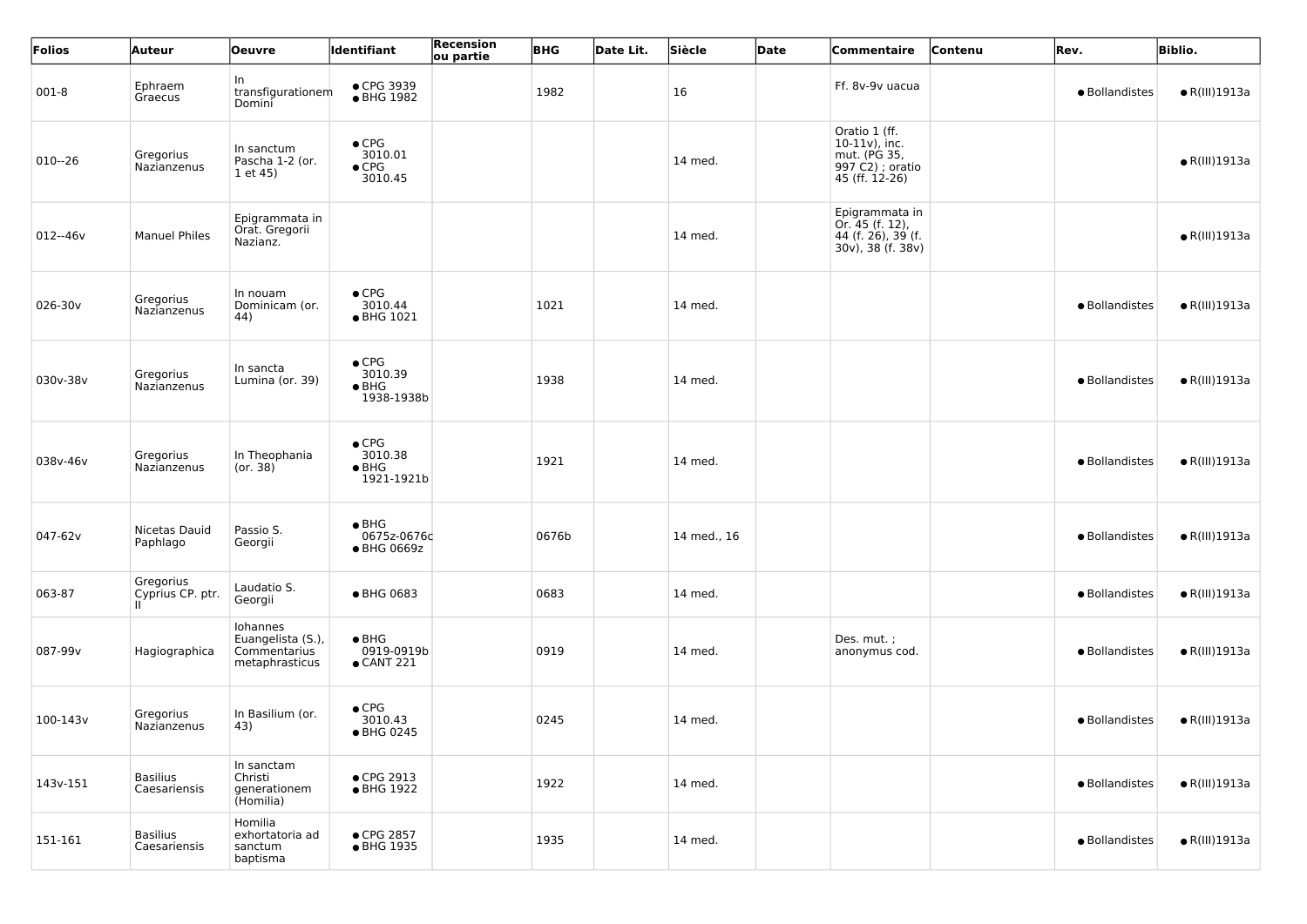| Folios | Auteur | Oeuvre | Identifiant | Recension ou partie | BHG | Date Lit. | Siècle | Date | Commentaire | Contenu | Rev. | Biblio. |
|---|---|---|---|---|---|---|---|---|---|---|---|---|
| 001-8 | Ephraem Graecus | In transfigurationem Domini | ● CPG 3939<br>● BHG 1982 | | 1982 | | 16 | | Ff. 8v-9v uacua | | ● Bollandistes | ● R(III)1913a |
| 010--26 | Gregorius Nazianzenus | In sanctum Pascha 1-2 (or. 1 et 45) | ● CPG 3010.01<br>● CPG 3010.45 | | | | 14 med. | | Oratio 1 (ff. 10-11v), inc. mut. (PG 35, 997 C2) ; oratio 45 (ff. 12-26) | | | ● R(III)1913a |
| 012--46v | Manuel Philes | Epigrammata in Orat. Gregorii Nazianz. | | | | | 14 med. | | Epigrammata in Or. 45 (f. 12), 44 (f. 26), 39 (f. 30v), 38 (f. 38v) | | | ● R(III)1913a |
| 026-30v | Gregorius Nazianzenus | In nouam Dominicam (or. 44) | ● CPG 3010.44<br>● BHG 1021 | | 1021 | | 14 med. | | | | ● Bollandistes | ● R(III)1913a |
| 030v-38v | Gregorius Nazianzenus | In sancta Lumina (or. 39) | ● CPG 3010.39<br>● BHG 1938-1938b | | 1938 | | 14 med. | | | | ● Bollandistes | ● R(III)1913a |
| 038v-46v | Gregorius Nazianzenus | In Theophania (or. 38) | ● CPG 3010.38<br>● BHG 1921-1921b | | 1921 | | 14 med. | | | | ● Bollandistes | ● R(III)1913a |
| 047-62v | Nicetas Dauid Paphlago | Passio S. Georgii | ● BHG 0675z-0676c<br>● BHG 0669z | | 0676b | | 14 med., 16 | | | | ● Bollandistes | ● R(III)1913a |
| 063-87 | Gregorius Cyprius CP. ptr. II | Laudatio S. Georgii | ● BHG 0683 | | 0683 | | 14 med. | | | | ● Bollandistes | ● R(III)1913a |
| 087-99v | Hagiographica | Iohannes Euangelista (S.), Commentarius metaphrasticus | ● BHG 0919-0919b<br>● CANT 221 | | 0919 | | 14 med. | | Des. mut. ; anonymus cod. | | ● Bollandistes | ● R(III)1913a |
| 100-143v | Gregorius Nazianzenus | In Basilium (or. 43) | ● CPG 3010.43<br>● BHG 0245 | | 0245 | | 14 med. | | | | ● Bollandistes | ● R(III)1913a |
| 143v-151 | Basilius Caesariensis | In sanctam Christi generationem (Homilia) | ● CPG 2913<br>● BHG 1922 | | 1922 | | 14 med. | | | | ● Bollandistes | ● R(III)1913a |
| 151-161 | Basilius Caesariensis | Homilia exhortatoria ad sanctum baptisma | ● CPG 2857<br>● BHG 1935 | | 1935 | | 14 med. | | | | ● Bollandistes | ● R(III)1913a |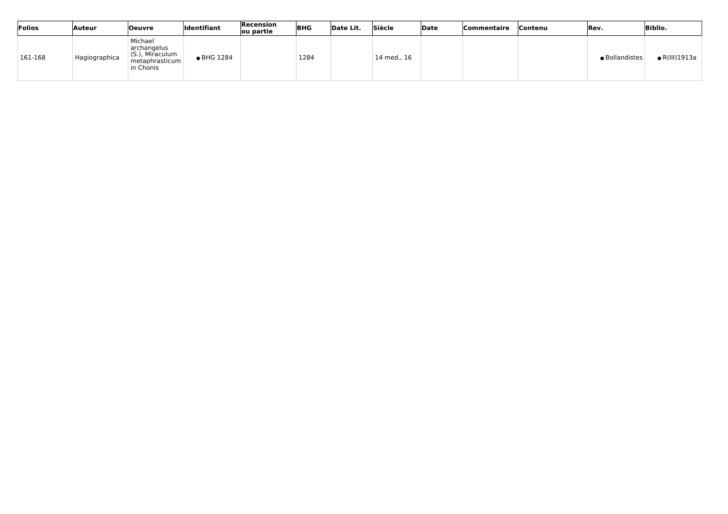| Folios | Auteur | Oeuvre | Identifiant | Recension ou partie | BHG | Date Lit. | Siècle | Date | Commentaire | Contenu | Rev. | Biblio. |
|---|---|---|---|---|---|---|---|---|---|---|---|---|
| 161-168 | Hagiographica | Michael archangelus (S.), Miraculum metaphrasticum in Chonis | • BHG 1284 | | 1284 | | 14 med., 16 | | | | • Bollandistes | • R(III)1913a |